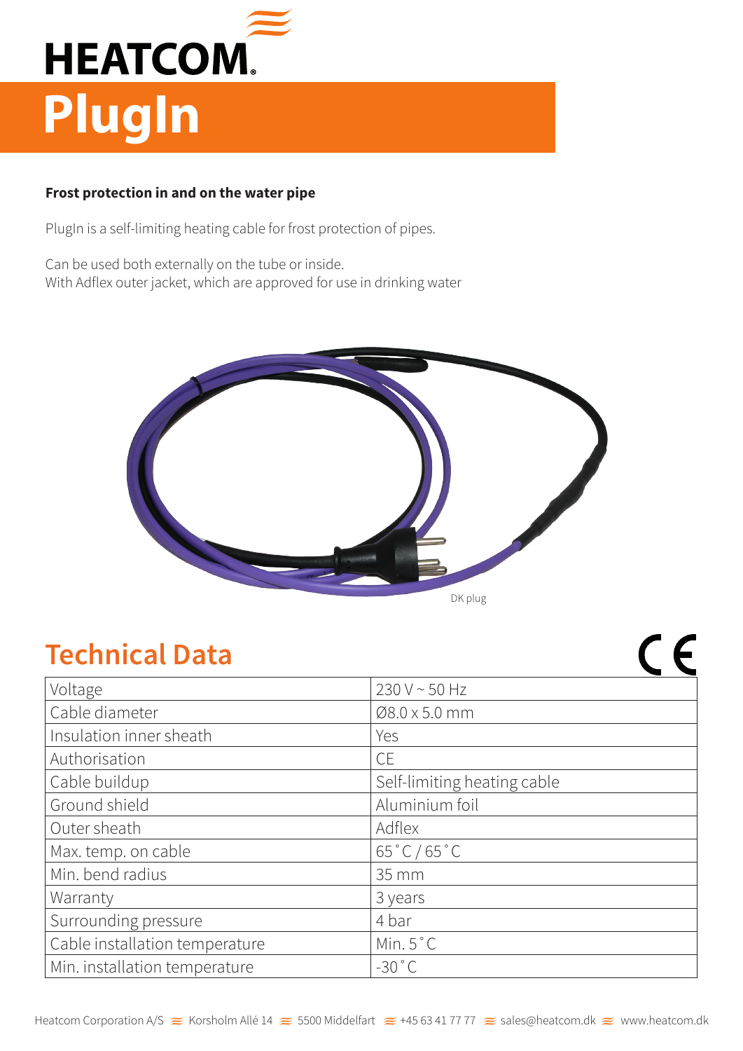HEATCOM

# PlugIn

**Frost protection in and on the water pipe**

PlugIn is a self-limiting heating cable for frost protection of pipes.

Can be used both externally on the tube or inside.
With Adflex outer jacket, which are approved for use in drinking water

DK plug

## Technical Data

CE

| | |
|---|---|
| Voltage | 230 V ~ 50 Hz |
| Cable diameter | Ø8.0 x 5.0 mm |
| Insulation inner sheath | Yes |
| Authorisation | CE |
| Cable buildup | Self-limiting heating cable |
| Ground shield | Aluminium foil |
| Outer sheath | Adflex |
| Max. temp. on cable | 65˚C / 65˚C |
| Min. bend radius | 35 mm |
| Warranty | 3 years |
| Surrounding pressure | 4 bar |
| Cable installation temperature | Min. 5˚C |
| Min. installation temperature | -30˚C |

Heatcom Corporation A/S ≋ Korsholm Allé 14 ≋ 5500 Middelfart ≋ +45 63 41 77 77 ≋ sales@heatcom.dk ≋ www.heatcom.dk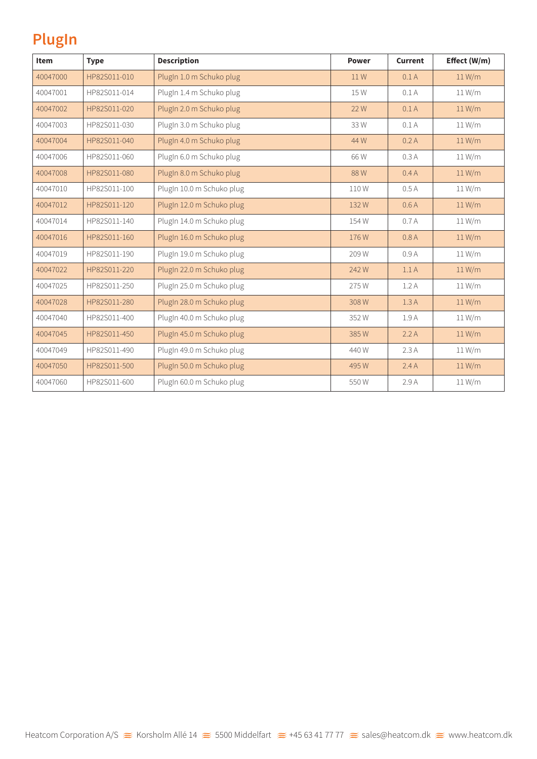# PlugIn

| Item | Type | Description | Power | Current | Effect (W/m) |
|---|---|---|---|---|---|
| 40047000 | HP82S011-010 | PlugIn 1.0 m Schuko plug | 11 W | 0.1 A | 11 W/m |
| 40047001 | HP82S011-014 | PlugIn 1.4 m Schuko plug | 15 W | 0.1 A | 11 W/m |
| 40047002 | HP82S011-020 | PlugIn 2.0 m Schuko plug | 22 W | 0.1 A | 11 W/m |
| 40047003 | HP82S011-030 | PlugIn 3.0 m Schuko plug | 33 W | 0.1 A | 11 W/m |
| 40047004 | HP82S011-040 | PlugIn 4.0 m Schuko plug | 44 W | 0.2 A | 11 W/m |
| 40047006 | HP82S011-060 | PlugIn 6.0 m Schuko plug | 66 W | 0.3 A | 11 W/m |
| 40047008 | HP82S011-080 | PlugIn 8.0 m Schuko plug | 88 W | 0.4 A | 11 W/m |
| 40047010 | HP82S011-100 | PlugIn 10.0 m Schuko plug | 110 W | 0.5 A | 11 W/m |
| 40047012 | HP82S011-120 | PlugIn 12.0 m Schuko plug | 132 W | 0.6 A | 11 W/m |
| 40047014 | HP82S011-140 | PlugIn 14.0 m Schuko plug | 154 W | 0.7 A | 11 W/m |
| 40047016 | HP82S011-160 | PlugIn 16.0 m Schuko plug | 176 W | 0.8 A | 11 W/m |
| 40047019 | HP82S011-190 | PlugIn 19.0 m Schuko plug | 209 W | 0.9 A | 11 W/m |
| 40047022 | HP82S011-220 | PlugIn 22.0 m Schuko plug | 242 W | 1.1 A | 11 W/m |
| 40047025 | HP82S011-250 | PlugIn 25.0 m Schuko plug | 275 W | 1.2 A | 11 W/m |
| 40047028 | HP82S011-280 | PlugIn 28.0 m Schuko plug | 308 W | 1.3 A | 11 W/m |
| 40047040 | HP82S011-400 | PlugIn 40.0 m Schuko plug | 352 W | 1.9 A | 11 W/m |
| 40047045 | HP82S011-450 | PlugIn 45.0 m Schuko plug | 385 W | 2.2 A | 11 W/m |
| 40047049 | HP82S011-490 | PlugIn 49.0 m Schuko plug | 440 W | 2.3 A | 11 W/m |
| 40047050 | HP82S011-500 | PlugIn 50.0 m Schuko plug | 495 W | 2.4 A | 11 W/m |
| 40047060 | HP82S011-600 | PlugIn 60.0 m Schuko plug | 550 W | 2.9 A | 11 W/m |

Heatcom Corporation A/S ≋ Korsholm Allé 14 ≋ 5500 Middelfart ≋ +45 63 41 77 77 ≋ sales@heatcom.dk ≋ www.heatcom.dk